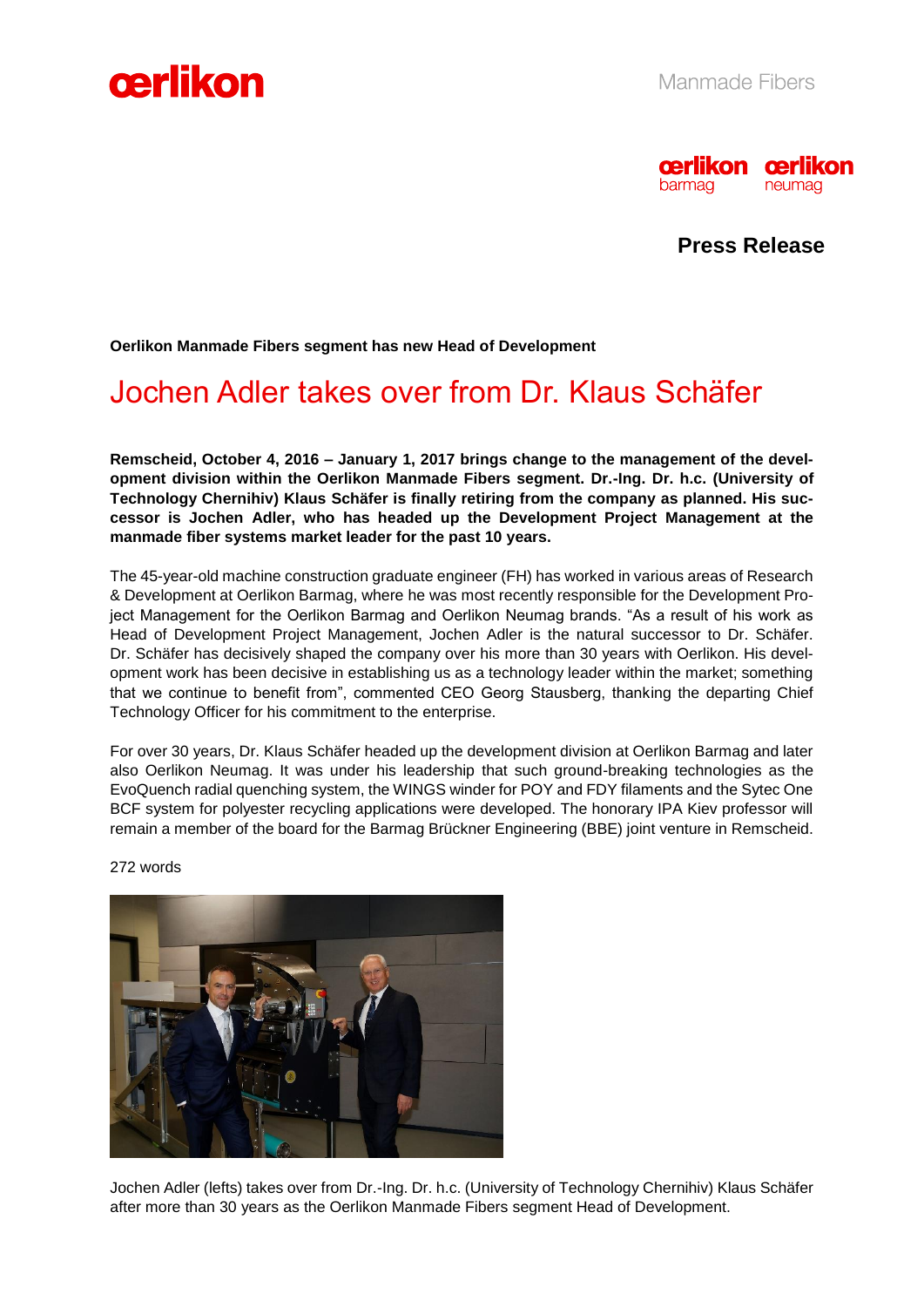Manmade Fibers

**Press Release**

**Oerlikon Manmade Fibers segment has new Head of Development**

# Jochen Adler takes over from Dr. Klaus Schäfer

**Remscheid, October 4, 2016 – January 1, 2017 brings change to the management of the development division within the Oerlikon Manmade Fibers segment. Dr.-Ing. Dr. h.c. (University of Technology Chernihiv) Klaus Schäfer is finally retiring from the company as planned. His successor is Jochen Adler, who has headed up the Development Project Management at the manmade fiber systems market leader for the past 10 years.**

The 45-year-old machine construction graduate engineer (FH) has worked in various areas of Research & Development at Oerlikon Barmag, where he was most recently responsible for the Development Project Management for the Oerlikon Barmag and Oerlikon Neumag brands. "As a result of his work as Head of Development Project Management, Jochen Adler is the natural successor to Dr. Schäfer. Dr. Schäfer has decisively shaped the company over his more than 30 years with Oerlikon. His development work has been decisive in establishing us as a technology leader within the market; something that we continue to benefit from", commented CEO Georg Stausberg, thanking the departing Chief Technology Officer for his commitment to the enterprise.

For over 30 years, Dr. Klaus Schäfer headed up the development division at Oerlikon Barmag and later also Oerlikon Neumag. It was under his leadership that such ground-breaking technologies as the EvoQuench radial quenching system, the WINGS winder for POY and FDY filaments and the Sytec One BCF system for polyester recycling applications were developed. The honorary IPA Kiev professor will remain a member of the board for the Barmag Brückner Engineering (BBE) joint venture in Remscheid.

272 words

Jochen Adler (lefts) takes over from Dr.-Ing. Dr. h.c. (University of Technology Chernihiv) Klaus Schäfer after more than 30 years as the Oerlikon Manmade Fibers segment Head of Development.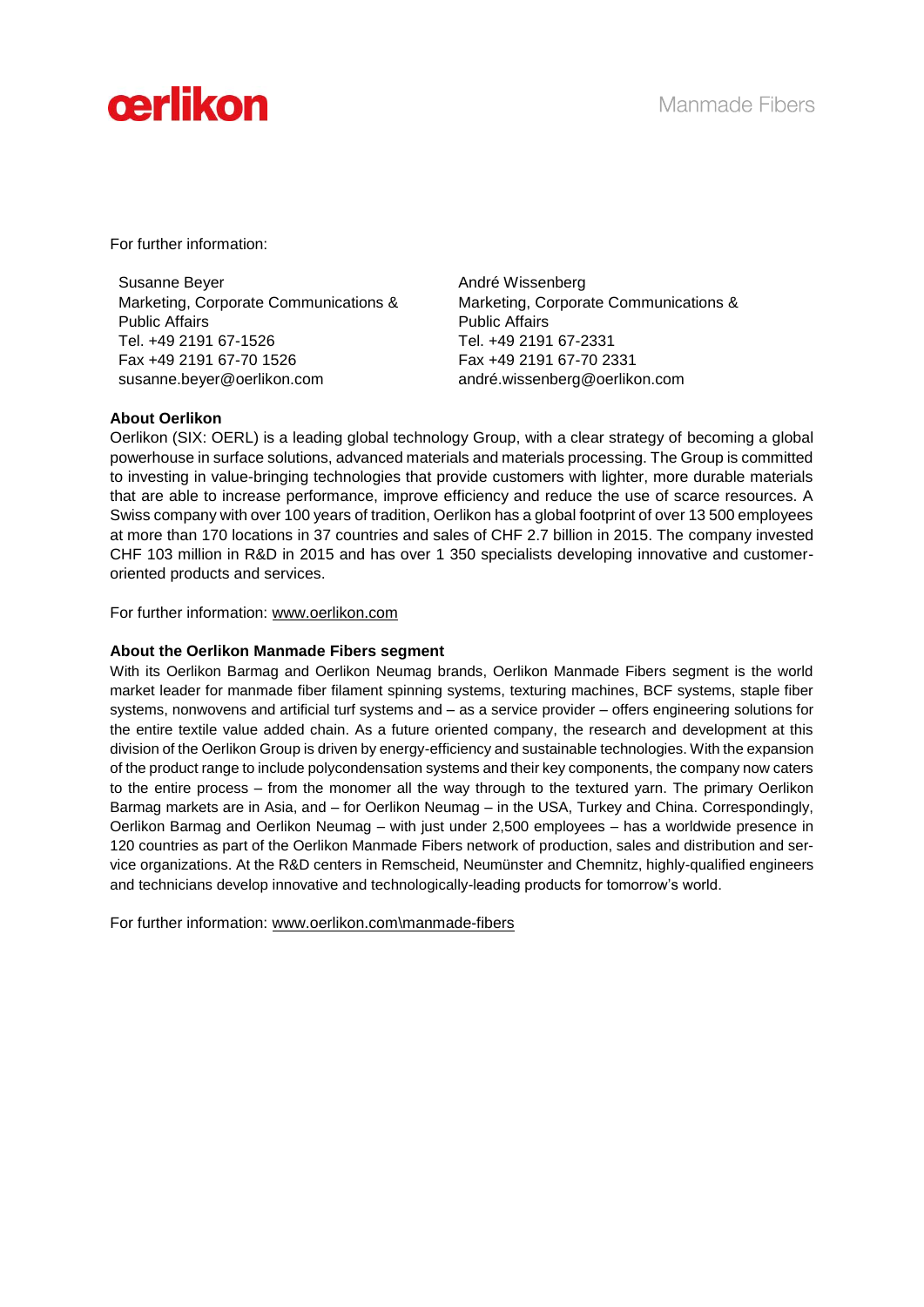For further information:

Susanne Beyer
Marketing, Corporate Communications & Public Affairs
Tel. +49 2191 67-1526
Fax +49 2191 67-70 1526
susanne.beyer@oerlikon.com

André Wissenberg
Marketing, Corporate Communications & Public Affairs
Tel. +49 2191 67-2331
Fax +49 2191 67-70 2331
andré.wissenberg@oerlikon.com

**About Oerlikon**

Oerlikon (SIX: OERL) is a leading global technology Group, with a clear strategy of becoming a global powerhouse in surface solutions, advanced materials and materials processing. The Group is committed to investing in value-bringing technologies that provide customers with lighter, more durable materials that are able to increase performance, improve efficiency and reduce the use of scarce resources. A Swiss company with over 100 years of tradition, Oerlikon has a global footprint of over 13 500 employees at more than 170 locations in 37 countries and sales of CHF 2.7 billion in 2015. The company invested CHF 103 million in R&D in 2015 and has over 1 350 specialists developing innovative and customer-oriented products and services.

For further information: www.oerlikon.com

**About the Oerlikon Manmade Fibers segment**

With its Oerlikon Barmag and Oerlikon Neumag brands, Oerlikon Manmade Fibers segment is the world market leader for manmade fiber filament spinning systems, texturing machines, BCF systems, staple fiber systems, nonwovens and artificial turf systems and – as a service provider – offers engineering solutions for the entire textile value added chain. As a future oriented company, the research and development at this division of the Oerlikon Group is driven by energy-efficiency and sustainable technologies. With the expansion of the product range to include polycondensation systems and their key components, the company now caters to the entire process – from the monomer all the way through to the textured yarn. The primary Oerlikon Barmag markets are in Asia, and – for Oerlikon Neumag – in the USA, Turkey and China. Correspondingly, Oerlikon Barmag and Oerlikon Neumag – with just under 2,500 employees – has a worldwide presence in 120 countries as part of the Oerlikon Manmade Fibers network of production, sales and distribution and service organizations. At the R&D centers in Remscheid, Neumünster and Chemnitz, highly-qualified engineers and technicians develop innovative and technologically-leading products for tomorrow's world.

For further information: www.oerlikon.com\manmade-fibers